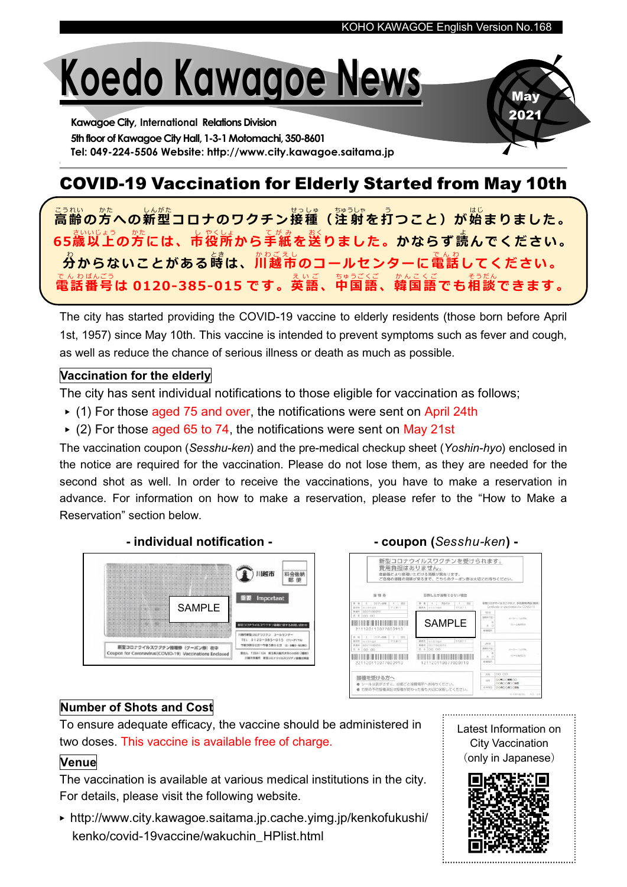KOHO KAWAGOE English Version No.168

# Koedo Kawagoe News

May 2021

**Kawagoe City, International Relations Division**
**5th floor of Kawagoe City Hall, 1-3-1 Motomachi, 350-8601**
**Tel: 049-224-5506 Website: http://www.city.kawagoe.saitama.jp**

## COVID-19 Vaccination for Elderly Started from May 10th

**高齢の方への新型コロナのワクチン接種（注射を打つこと）が始まりました。65歳以上の方には、市役所から手紙を送りました。かならず読んでください。分からないことがある時は、川越市のコールセンターに電話してください。電話番号は 0120-385-015 です。英語、中国語、韓国語でも相談できます。**

The city has started providing the COVID-19 vaccine to elderly residents (those born before April 1st, 1957) since May 10th. This vaccine is intended to prevent symptoms such as fever and cough, as well as reduce the chance of serious illness or death as much as possible.

### Vaccination for the elderly

The city has sent individual notifications to those eligible for vaccination as follows;

- (1) For those aged 75 and over, the notifications were sent on April 24th
- (2) For those aged 65 to 74, the notifications were sent on May 21st

The vaccination coupon (*Sesshu-ken*) and the pre-medical checkup sheet (*Yoshin-hyo*) enclosed in the notice are required for the vaccination. Please do not lose them, as they are needed for the second shot as well. In order to receive the vaccinations, you have to make a reservation in advance. For information on how to make a reservation, please refer to the "How to Make a Reservation" section below.

**- individual notification -**

SAMPLE

**- coupon (*Sesshu-ken*) -**

SAMPLE

### Number of Shots and Cost

To ensure adequate efficacy, the vaccine should be administered in two doses. This vaccine is available free of charge.

### Venue

The vaccination is available at various medical institutions in the city. For details, please visit the following website.

- http://www.city.kawagoe.saitama.jp.cache.yimg.jp/kenkofukushi/kenko/covid-19vaccine/wakuchin_HPlist.html

Latest Information on City Vaccination (only in Japanese)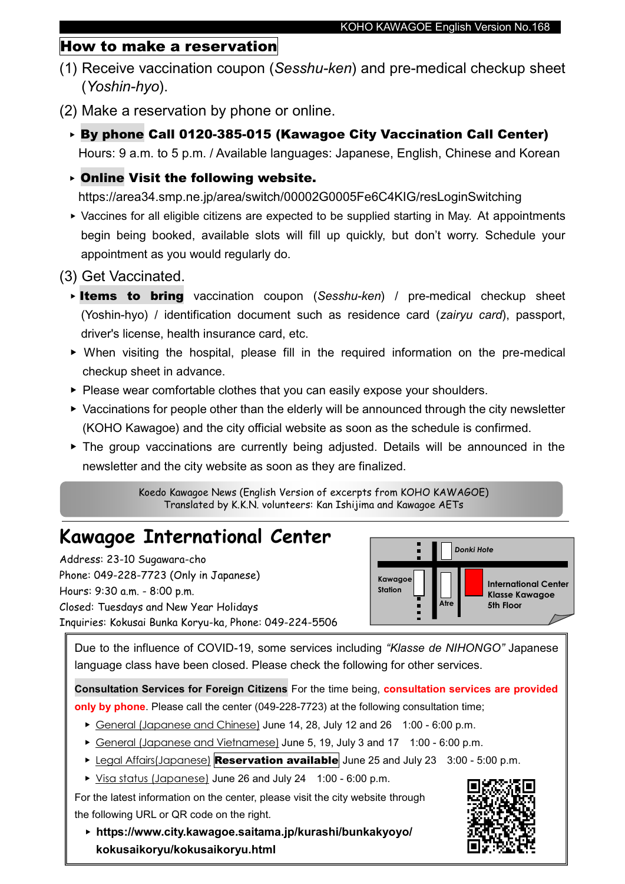## How to make a reservation

(1) Receive vaccination coupon (*Sesshu-ken*) and pre-medical checkup sheet (*Yoshin-hyo*).

(2) Make a reservation by phone or online.

- **By phone Call 0120-385-015 (Kawagoe City Vaccination Call Center)**
  Hours: 9 a.m. to 5 p.m. / Available languages: Japanese, English, Chinese and Korean
- **Online Visit the following website.**
  https://area34.smp.ne.jp/area/switch/00002G0005Fe6C4KIG/resLoginSwitching
- Vaccines for all eligible citizens are expected to be supplied starting in May. At appointments begin being booked, available slots will fill up quickly, but don't worry. Schedule your appointment as you would regularly do.

(3) Get Vaccinated.

- **Items to bring** vaccination coupon (*Sesshu-ken*) / pre-medical checkup sheet (Yoshin-hyo) / identification document such as residence card (*zairyu card*), passport, driver's license, health insurance card, etc.
- When visiting the hospital, please fill in the required information on the pre-medical checkup sheet in advance.
- Please wear comfortable clothes that you can easily expose your shoulders.
- Vaccinations for people other than the elderly will be announced through the city newsletter (KOHO Kawagoe) and the city official website as soon as the schedule is confirmed.
- The group vaccinations are currently being adjusted. Details will be announced in the newsletter and the city website as soon as they are finalized.

Koedo Kawagoe News (English Version of excerpts from KOHO KAWAGOE)
Translated by K.K.N. volunteers: Kan Ishijima and Kawagoe AETs

# Kawagoe International Center

Address: 23-10 Sugawara-cho
Phone: 049-228-7723 (Only in Japanese)
Hours: 9:30 a.m. - 8:00 p.m.
Closed: Tuesdays and New Year Holidays
Inquiries: Kokusai Bunka Koryu-ka, Phone: 049-224-5506

Donki Hote
Kawagoe Station
Atre
International Center
Klasse Kawagoe
5th Floor

Due to the influence of COVID-19, some services including *"Klasse de NIHONGO"* Japanese language class have been closed. Please check the following for other services.

**Consultation Services for Foreign Citizens** For the time being, **consultation services are provided only by phone**. Please call the center (049-228-7723) at the following consultation time;

- General (Japanese and Chinese) June 14, 28, July 12 and 26 1:00 - 6:00 p.m.
- General (Japanese and Vietnamese) June 5, 19, July 3 and 17 1:00 - 6:00 p.m.
- Legal Affairs(Japanese) **Reservation available** June 25 and July 23 3:00 - 5:00 p.m.
- Visa status (Japanese) June 26 and July 24 1:00 - 6:00 p.m.

For the latest information on the center, please visit the city website through the following URL or QR code on the right.

- **https://www.city.kawagoe.saitama.jp/kurashi/bunkakyoyo/kokusaikoryu/kokusaikoryu.html**